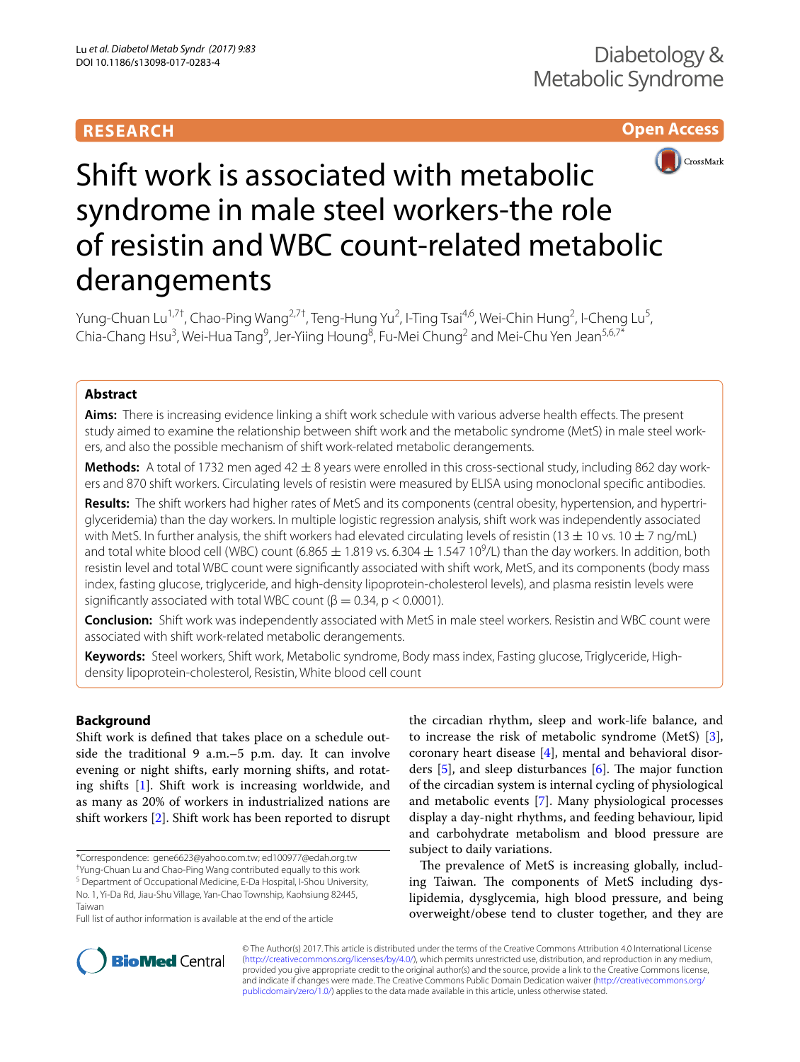RESEARCH

Open Access

# Shift work is associated with metabolic syndrome in male steel workers-the role of resistin and WBC count-related metabolic derangements

Yung-Chuan Lu[1,7†], Chao-Ping Wang[2,7†], Teng-Hung Yu[2], I-Ting Tsai[4,6], Wei-Chin Hung[2], I-Cheng Lu[5], Chia-Chang Hsu[3], Wei-Hua Tang[9], Jer-Yiing Houng[8], Fu-Mei Chung[2] and Mei-Chu Yen Jean[5,6,7*]

## Abstract

**Aims:** There is increasing evidence linking a shift work schedule with various adverse health effects. The present study aimed to examine the relationship between shift work and the metabolic syndrome (MetS) in male steel workers, and also the possible mechanism of shift work-related metabolic derangements.

**Methods:** A total of 1732 men aged 42 ± 8 years were enrolled in this cross-sectional study, including 862 day workers and 870 shift workers. Circulating levels of resistin were measured by ELISA using monoclonal specific antibodies.

**Results:** The shift workers had higher rates of MetS and its components (central obesity, hypertension, and hypertriglyceridemia) than the day workers. In multiple logistic regression analysis, shift work was independently associated with MetS. In further analysis, the shift workers had elevated circulating levels of resistin (13 ± 10 vs. 10 ± 7 ng/mL) and total white blood cell (WBC) count (6.865 ± 1.819 vs. 6.304 ± 1.547 $10^9$/L) than the day workers. In addition, both resistin level and total WBC count were significantly associated with shift work, MetS, and its components (body mass index, fasting glucose, triglyceride, and high-density lipoprotein-cholesterol levels), and plasma resistin levels were significantly associated with total WBC count ($\beta = 0.34$, $p < 0.0001$).

**Conclusion:** Shift work was independently associated with MetS in male steel workers. Resistin and WBC count were associated with shift work-related metabolic derangements.

**Keywords:** Steel workers, Shift work, Metabolic syndrome, Body mass index, Fasting glucose, Triglyceride, High-density lipoprotein-cholesterol, Resistin, White blood cell count

## Background

Shift work is defined that takes place on a schedule outside the traditional 9 a.m.–5 p.m. day. It can involve evening or night shifts, early morning shifts, and rotating shifts [1]. Shift work is increasing worldwide, and as many as 20% of workers in industrialized nations are shift workers [2]. Shift work has been reported to disrupt the circadian rhythm, sleep and work-life balance, and to increase the risk of metabolic syndrome (MetS) [3], coronary heart disease [4], mental and behavioral disorders [5], and sleep disturbances [6]. The major function of the circadian system is internal cycling of physiological and metabolic events [7]. Many physiological processes display a day-night rhythms, and feeding behaviour, lipid and carbohydrate metabolism and blood pressure are subject to daily variations.

The prevalence of MetS is increasing globally, including Taiwan. The components of MetS including dyslipidemia, dysglycemia, high blood pressure, and being overweight/obese tend to cluster together, and they are

*Correspondence: gene6623@yahoo.com.tw; ed100977@edah.org.tw
†Yung-Chuan Lu and Chao-Ping Wang contributed equally to this work
[5] Department of Occupational Medicine, E-Da Hospital, I-Shou University, No. 1, Yi-Da Rd, Jiau-Shu Village, Yan-Chao Township, Kaohsiung 82445, Taiwan
Full list of author information is available at the end of the article

© The Author(s) 2017. This article is distributed under the terms of the Creative Commons Attribution 4.0 International License (http://creativecommons.org/licenses/by/4.0/), which permits unrestricted use, distribution, and reproduction in any medium, provided you give appropriate credit to the original author(s) and the source, provide a link to the Creative Commons license, and indicate if changes were made. The Creative Commons Public Domain Dedication waiver (http://creativecommons.org/publicdomain/zero/1.0/) applies to the data made available in this article, unless otherwise stated.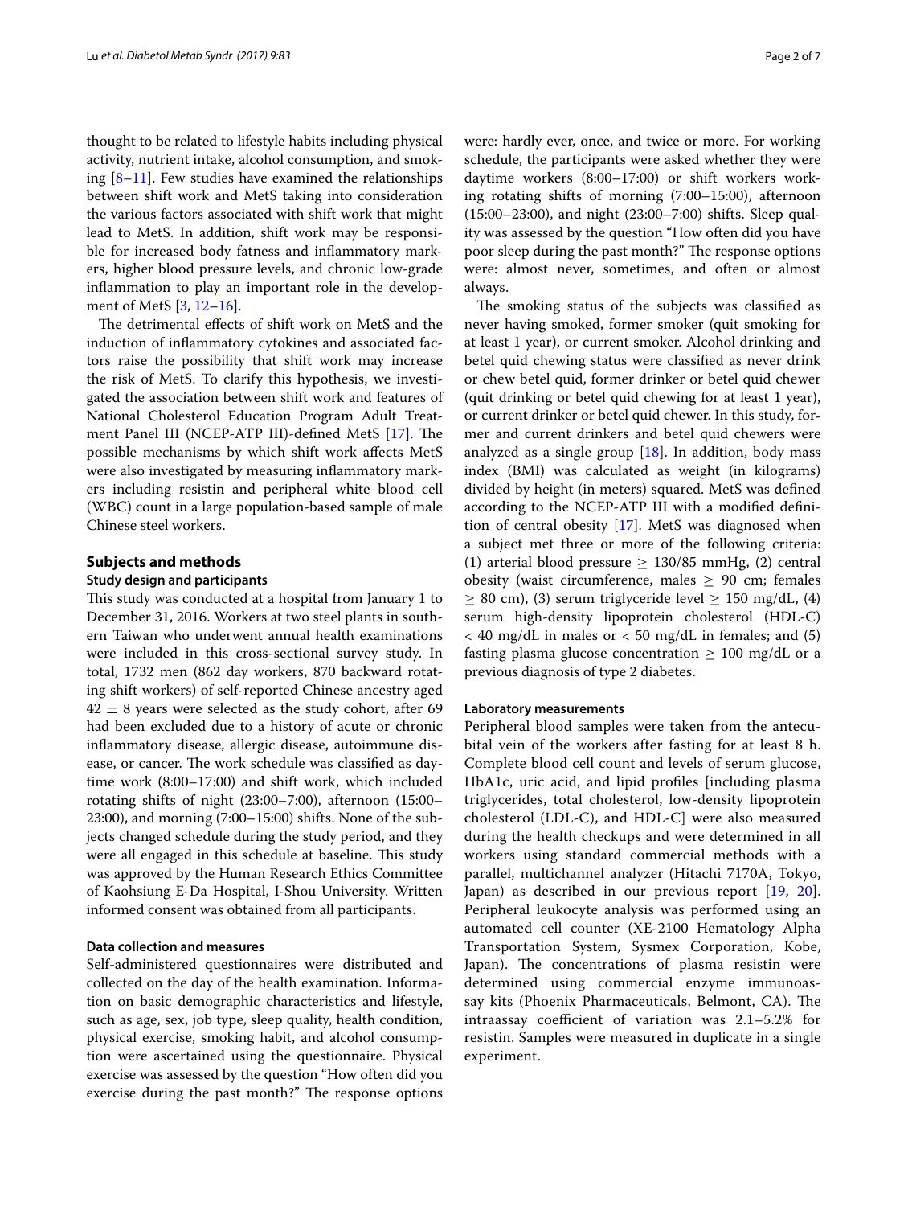thought to be related to lifestyle habits including physical activity, nutrient intake, alcohol consumption, and smoking [8–11]. Few studies have examined the relationships between shift work and MetS taking into consideration the various factors associated with shift work that might lead to MetS. In addition, shift work may be responsible for increased body fatness and inflammatory markers, higher blood pressure levels, and chronic low-grade inflammation to play an important role in the development of MetS [3, 12–16].

The detrimental effects of shift work on MetS and the induction of inflammatory cytokines and associated factors raise the possibility that shift work may increase the risk of MetS. To clarify this hypothesis, we investigated the association between shift work and features of National Cholesterol Education Program Adult Treatment Panel III (NCEP-ATP III)-defined MetS [17]. The possible mechanisms by which shift work affects MetS were also investigated by measuring inflammatory markers including resistin and peripheral white blood cell (WBC) count in a large population-based sample of male Chinese steel workers.

## Subjects and methods

### Study design and participants

This study was conducted at a hospital from January 1 to December 31, 2016. Workers at two steel plants in southern Taiwan who underwent annual health examinations were included in this cross-sectional survey study. In total, 1732 men (862 day workers, 870 backward rotating shift workers) of self-reported Chinese ancestry aged $42 \pm 8$ years were selected as the study cohort, after 69 had been excluded due to a history of acute or chronic inflammatory disease, allergic disease, autoimmune disease, or cancer. The work schedule was classified as daytime work (8:00–17:00) and shift work, which included rotating shifts of night (23:00–7:00), afternoon (15:00–23:00), and morning (7:00–15:00) shifts. None of the subjects changed schedule during the study period, and they were all engaged in this schedule at baseline. This study was approved by the Human Research Ethics Committee of Kaohsiung E-Da Hospital, I-Shou University. Written informed consent was obtained from all participants.

### Data collection and measures

Self-administered questionnaires were distributed and collected on the day of the health examination. Information on basic demographic characteristics and lifestyle, such as age, sex, job type, sleep quality, health condition, physical exercise, smoking habit, and alcohol consumption were ascertained using the questionnaire. Physical exercise was assessed by the question "How often did you exercise during the past month?" The response options were: hardly ever, once, and twice or more. For working schedule, the participants were asked whether they were daytime workers (8:00–17:00) or shift workers working rotating shifts of morning (7:00–15:00), afternoon (15:00–23:00), and night (23:00–7:00) shifts. Sleep quality was assessed by the question "How often did you have poor sleep during the past month?" The response options were: almost never, sometimes, and often or almost always.

The smoking status of the subjects was classified as never having smoked, former smoker (quit smoking for at least 1 year), or current smoker. Alcohol drinking and betel quid chewing status were classified as never drink or chew betel quid, former drinker or betel quid chewer (quit drinking or betel quid chewing for at least 1 year), or current drinker or betel quid chewer. In this study, former and current drinkers and betel quid chewers were analyzed as a single group [18]. In addition, body mass index (BMI) was calculated as weight (in kilograms) divided by height (in meters) squared. MetS was defined according to the NCEP-ATP III with a modified definition of central obesity [17]. MetS was diagnosed when a subject met three or more of the following criteria: (1) arterial blood pressure $\geq$ 130/85 mmHg, (2) central obesity (waist circumference, males $\geq$ 90 cm; females $\geq$ 80 cm), (3) serum triglyceride level $\geq$ 150 mg/dL, (4) serum high-density lipoprotein cholesterol (HDL-C) $<$ 40 mg/dL in males or $<$ 50 mg/dL in females; and (5) fasting plasma glucose concentration $\geq$ 100 mg/dL or a previous diagnosis of type 2 diabetes.

### Laboratory measurements

Peripheral blood samples were taken from the antecubital vein of the workers after fasting for at least 8 h. Complete blood cell count and levels of serum glucose, HbA1c, uric acid, and lipid profiles [including plasma triglycerides, total cholesterol, low-density lipoprotein cholesterol (LDL-C), and HDL-C] were also measured during the health checkups and were determined in all workers using standard commercial methods with a parallel, multichannel analyzer (Hitachi 7170A, Tokyo, Japan) as described in our previous report [19, 20]. Peripheral leukocyte analysis was performed using an automated cell counter (XE-2100 Hematology Alpha Transportation System, Sysmex Corporation, Kobe, Japan). The concentrations of plasma resistin were determined using commercial enzyme immunoassay kits (Phoenix Pharmaceuticals, Belmont, CA). The intraassay coefficient of variation was 2.1–5.2% for resistin. Samples were measured in duplicate in a single experiment.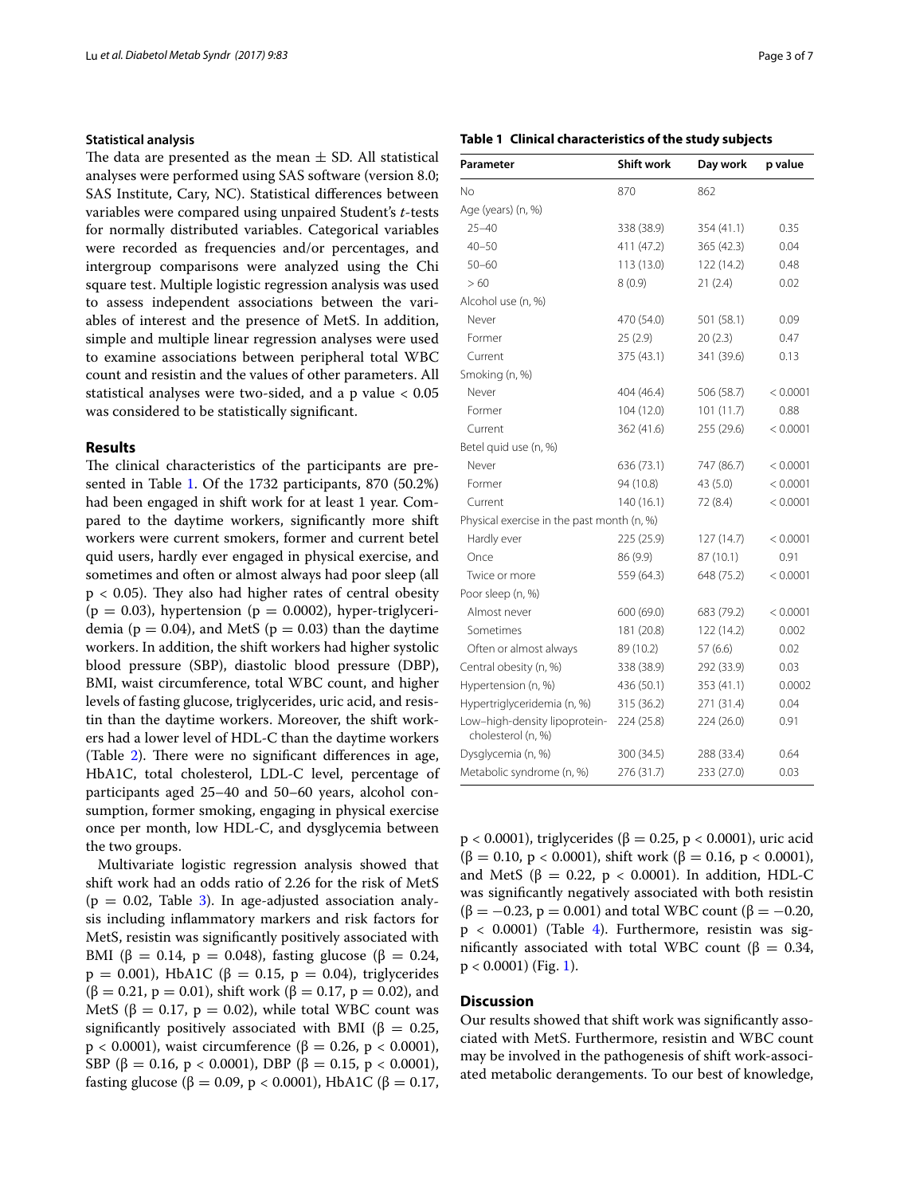### Statistical analysis

The data are presented as the mean ± SD. All statistical analyses were performed using SAS software (version 8.0; SAS Institute, Cary, NC). Statistical differences between variables were compared using unpaired Student's *t*-tests for normally distributed variables. Categorical variables were recorded as frequencies and/or percentages, and intergroup comparisons were analyzed using the Chi square test. Multiple logistic regression analysis was used to assess independent associations between the variables of interest and the presence of MetS. In addition, simple and multiple linear regression analyses were used to examine associations between peripheral total WBC count and resistin and the values of other parameters. All statistical analyses were two-sided, and a p value $< 0.05$ was considered to be statistically significant.

## Results

The clinical characteristics of the participants are presented in Table 1. Of the 1732 participants, 870 (50.2%) had been engaged in shift work for at least 1 year. Compared to the daytime workers, significantly more shift workers were current smokers, former and current betel quid users, hardly ever engaged in physical exercise, and sometimes and often or almost always had poor sleep (all $p < 0.05$). They also had higher rates of central obesity ($p = 0.03$), hypertension ($p = 0.0002$), hyper-triglyceridemia ($p = 0.04$), and MetS ($p = 0.03$) than the daytime workers. In addition, the shift workers had higher systolic blood pressure (SBP), diastolic blood pressure (DBP), BMI, waist circumference, total WBC count, and higher levels of fasting glucose, triglycerides, uric acid, and resistin than the daytime workers. Moreover, the shift workers had a lower level of HDL-C than the daytime workers (Table 2). There were no significant differences in age, HbA1C, total cholesterol, LDL-C level, percentage of participants aged 25–40 and 50–60 years, alcohol consumption, former smoking, engaging in physical exercise once per month, low HDL-C, and dysglycemia between the two groups.

Multivariate logistic regression analysis showed that shift work had an odds ratio of 2.26 for the risk of MetS ($p = 0.02$, Table 3). In age-adjusted association analysis including inflammatory markers and risk factors for MetS, resistin was significantly positively associated with BMI ($\beta = 0.14$, $p = 0.048$), fasting glucose ($\beta = 0.24$, $p = 0.001$), HbA1C ($\beta = 0.15$, $p = 0.04$), triglycerides ($\beta = 0.21$, $p = 0.01$), shift work ($\beta = 0.17$, $p = 0.02$), and MetS ($\beta = 0.17$, $p = 0.02$), while total WBC count was significantly positively associated with BMI ($\beta = 0.25$, $p < 0.0001$), waist circumference ($\beta = 0.26$, $p < 0.0001$), SBP ($\beta = 0.16$, $p < 0.0001$), DBP ($\beta = 0.15$, $p < 0.0001$), fasting glucose ($\beta = 0.09$, $p < 0.0001$), HbA1C ($\beta = 0.17$, $p < 0.0001$), triglycerides ($\beta = 0.25$, $p < 0.0001$), uric acid ($\beta = 0.10$, $p < 0.0001$), shift work ($\beta = 0.16$, $p < 0.0001$), and MetS ($\beta = 0.22$, $p < 0.0001$). In addition, HDL-C was significantly negatively associated with both resistin ($\beta = -0.23$, $p = 0.001$) and total WBC count ($\beta = -0.20$, $p < 0.0001$) (Table 4). Furthermore, resistin was significantly associated with total WBC count ($\beta = 0.34$, $p < 0.0001$) (Fig. 1).

**Table 1 Clinical characteristics of the study subjects**

| Parameter | Shift work | Day work | p value |
|---|---|---|---|
| No | 870 | 862 | |
| Age (years) (n, %) | | | |
| 25–40 | 338 (38.9) | 354 (41.1) | 0.35 |
| 40–50 | 411 (47.2) | 365 (42.3) | 0.04 |
| 50–60 | 113 (13.0) | 122 (14.2) | 0.48 |
| > 60 | 8 (0.9) | 21 (2.4) | 0.02 |
| Alcohol use (n, %) | | | |
| Never | 470 (54.0) | 501 (58.1) | 0.09 |
| Former | 25 (2.9) | 20 (2.3) | 0.47 |
| Current | 375 (43.1) | 341 (39.6) | 0.13 |
| Smoking (n, %) | | | |
| Never | 404 (46.4) | 506 (58.7) | < 0.0001 |
| Former | 104 (12.0) | 101 (11.7) | 0.88 |
| Current | 362 (41.6) | 255 (29.6) | < 0.0001 |
| Betel quid use (n, %) | | | |
| Never | 636 (73.1) | 747 (86.7) | < 0.0001 |
| Former | 94 (10.8) | 43 (5.0) | < 0.0001 |
| Current | 140 (16.1) | 72 (8.4) | < 0.0001 |
| Physical exercise in the past month (n, %) | | | |
| Hardly ever | 225 (25.9) | 127 (14.7) | < 0.0001 |
| Once | 86 (9.9) | 87 (10.1) | 0.91 |
| Twice or more | 559 (64.3) | 648 (75.2) | < 0.0001 |
| Poor sleep (n, %) | | | |
| Almost never | 600 (69.0) | 683 (79.2) | < 0.0001 |
| Sometimes | 181 (20.8) | 122 (14.2) | 0.002 |
| Often or almost always | 89 (10.2) | 57 (6.6) | 0.02 |
| Central obesity (n, %) | 338 (38.9) | 292 (33.9) | 0.03 |
| Hypertension (n, %) | 436 (50.1) | 353 (41.1) | 0.0002 |
| Hypertriglyceridemia (n, %) | 315 (36.2) | 271 (31.4) | 0.04 |
| Low–high-density lipoprotein-cholesterol (n, %) | 224 (25.8) | 224 (26.0) | 0.91 |
| Dysglycemia (n, %) | 300 (34.5) | 288 (33.4) | 0.64 |
| Metabolic syndrome (n, %) | 276 (31.7) | 233 (27.0) | 0.03 |

## Discussion

Our results showed that shift work was significantly associated with MetS. Furthermore, resistin and WBC count may be involved in the pathogenesis of shift work-associated metabolic derangements. To our best of knowledge,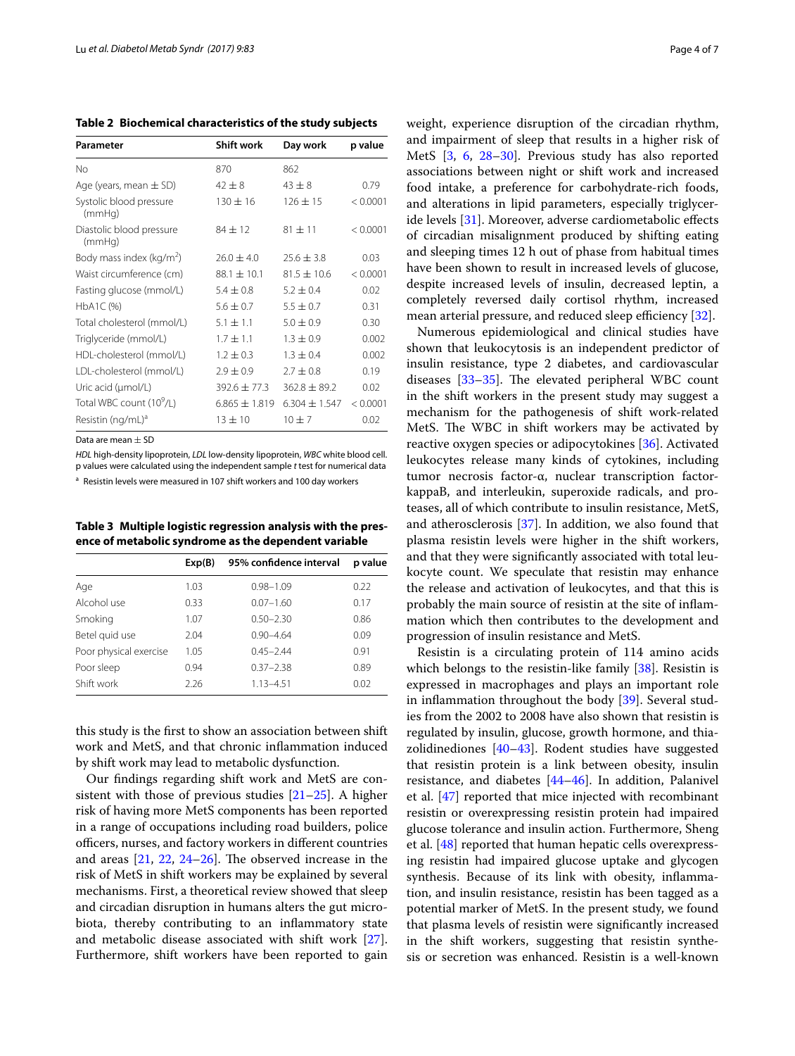**Table 2 Biochemical characteristics of the study subjects**

| Parameter | Shift work | Day work | p value |
|---|---|---|---|
| No | 870 | 862 | |
| Age (years, mean ± SD) | 42 ± 8 | 43 ± 8 | 0.79 |
| Systolic blood pressure (mmHg) | 130 ± 16 | 126 ± 15 | < 0.0001 |
| Diastolic blood pressure (mmHg) | 84 ± 12 | 81 ± 11 | < 0.0001 |
| Body mass index (kg/m$^2$) | 26.0 ± 4.0 | 25.6 ± 3.8 | 0.03 |
| Waist circumference (cm) | 88.1 ± 10.1 | 81.5 ± 10.6 | < 0.0001 |
| Fasting glucose (mmol/L) | 5.4 ± 0.8 | 5.2 ± 0.4 | 0.02 |
| HbA1C (%) | 5.6 ± 0.7 | 5.5 ± 0.7 | 0.31 |
| Total cholesterol (mmol/L) | 5.1 ± 1.1 | 5.0 ± 0.9 | 0.30 |
| Triglyceride (mmol/L) | 1.7 ± 1.1 | 1.3 ± 0.9 | 0.002 |
| HDL-cholesterol (mmol/L) | 1.2 ± 0.3 | 1.3 ± 0.4 | 0.002 |
| LDL-cholesterol (mmol/L) | 2.9 ± 0.9 | 2.7 ± 0.8 | 0.19 |
| Uric acid (μmol/L) | 392.6 ± 77.3 | 362.8 ± 89.2 | 0.02 |
| Total WBC count (10$^9$/L) | 6.865 ± 1.819 | 6.304 ± 1.547 | < 0.0001 |
| Resistin (ng/mL)[a] | 13 ± 10 | 10 ± 7 | 0.02 |

Data are mean ± SD

*HDL* high-density lipoprotein, *LDL* low-density lipoprotein, *WBC* white blood cell. p values were calculated using the independent sample *t* test for numerical data

[a] Resistin levels were measured in 107 shift workers and 100 day workers

**Table 3 Multiple logistic regression analysis with the presence of metabolic syndrome as the dependent variable**

| | Exp(B) | 95% confidence interval | p value |
|---|---|---|---|
| Age | 1.03 | 0.98–1.09 | 0.22 |
| Alcohol use | 0.33 | 0.07–1.60 | 0.17 |
| Smoking | 1.07 | 0.50–2.30 | 0.86 |
| Betel quid use | 2.04 | 0.90–4.64 | 0.09 |
| Poor physical exercise | 1.05 | 0.45–2.44 | 0.91 |
| Poor sleep | 0.94 | 0.37–2.38 | 0.89 |
| Shift work | 2.26 | 1.13–4.51 | 0.02 |

this study is the first to show an association between shift work and MetS, and that chronic inflammation induced by shift work may lead to metabolic dysfunction.

Our findings regarding shift work and MetS are consistent with those of previous studies [21–25]. A higher risk of having more MetS components has been reported in a range of occupations including road builders, police officers, nurses, and factory workers in different countries and areas [21, 22, 24–26]. The observed increase in the risk of MetS in shift workers may be explained by several mechanisms. First, a theoretical review showed that sleep and circadian disruption in humans alters the gut microbiota, thereby contributing to an inflammatory state and metabolic disease associated with shift work [27]. Furthermore, shift workers have been reported to gain weight, experience disruption of the circadian rhythm, and impairment of sleep that results in a higher risk of MetS [3, 6, 28–30]. Previous study has also reported associations between night or shift work and increased food intake, a preference for carbohydrate-rich foods, and alterations in lipid parameters, especially triglyceride levels [31]. Moreover, adverse cardiometabolic effects of circadian misalignment produced by shifting eating and sleeping times 12 h out of phase from habitual times have been shown to result in increased levels of glucose, despite increased levels of insulin, decreased leptin, a completely reversed daily cortisol rhythm, increased mean arterial pressure, and reduced sleep efficiency [32].

Numerous epidemiological and clinical studies have shown that leukocytosis is an independent predictor of insulin resistance, type 2 diabetes, and cardiovascular diseases [33–35]. The elevated peripheral WBC count in the shift workers in the present study may suggest a mechanism for the pathogenesis of shift work-related MetS. The WBC in shift workers may be activated by reactive oxygen species or adipocytokines [36]. Activated leukocytes release many kinds of cytokines, including tumor necrosis factor-α, nuclear transcription factor-kappaB, and interleukin, superoxide radicals, and proteases, all of which contribute to insulin resistance, MetS, and atherosclerosis [37]. In addition, we also found that plasma resistin levels were higher in the shift workers, and that they were significantly associated with total leukocyte count. We speculate that resistin may enhance the release and activation of leukocytes, and that this is probably the main source of resistin at the site of inflammation which then contributes to the development and progression of insulin resistance and MetS.

Resistin is a circulating protein of 114 amino acids which belongs to the resistin-like family [38]. Resistin is expressed in macrophages and plays an important role in inflammation throughout the body [39]. Several studies from the 2002 to 2008 have also shown that resistin is regulated by insulin, glucose, growth hormone, and thiazolidinediones [40–43]. Rodent studies have suggested that resistin protein is a link between obesity, insulin resistance, and diabetes [44–46]. In addition, Palanivel et al. [47] reported that mice injected with recombinant resistin or overexpressing resistin protein had impaired glucose tolerance and insulin action. Furthermore, Sheng et al. [48] reported that human hepatic cells overexpressing resistin had impaired glucose uptake and glycogen synthesis. Because of its link with obesity, inflammation, and insulin resistance, resistin has been tagged as a potential marker of MetS. In the present study, we found that plasma levels of resistin were significantly increased in the shift workers, suggesting that resistin synthesis or secretion was enhanced. Resistin is a well-known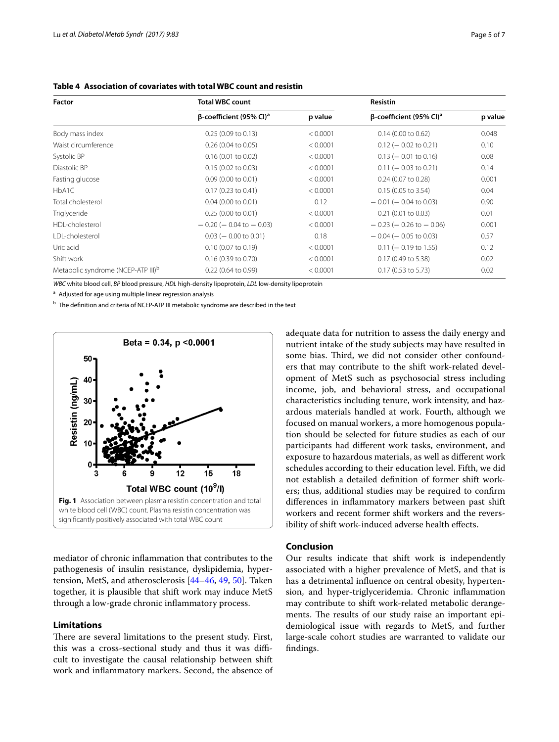**Table 4 Association of covariates with total WBC count and resistin**

| Factor | Total WBC count | | Resistin | |
|---|---|---|---|---|
| | β-coefficient (95% CI)[a] | p value | β-coefficient (95% CI)[a] | p value |
| Body mass index | 0.25 (0.09 to 0.13) | < 0.0001 | 0.14 (0.00 to 0.62) | 0.048 |
| Waist circumference | 0.26 (0.04 to 0.05) | < 0.0001 | 0.12 (− 0.02 to 0.21) | 0.10 |
| Systolic BP | 0.16 (0.01 to 0.02) | < 0.0001 | 0.13 (− 0.01 to 0.16) | 0.08 |
| Diastolic BP | 0.15 (0.02 to 0.03) | < 0.0001 | 0.11 (− 0.03 to 0.21) | 0.14 |
| Fasting glucose | 0.09 (0.00 to 0.01) | < 0.0001 | 0.24 (0.07 to 0.28) | 0.001 |
| HbA1C | 0.17 (0.23 to 0.41) | < 0.0001 | 0.15 (0.05 to 3.54) | 0.04 |
| Total cholesterol | 0.04 (0.00 to 0.01) | 0.12 | − 0.01 (− 0.04 to 0.03) | 0.90 |
| Triglyceride | 0.25 (0.00 to 0.01) | < 0.0001 | 0.21 (0.01 to 0.03) | 0.01 |
| HDL-cholesterol | − 0.20 (− 0.04 to − 0.03) | < 0.0001 | − 0.23 (− 0.26 to − 0.06) | 0.001 |
| LDL-cholesterol | 0.03 (− 0.00 to 0.01) | 0.18 | − 0.04 (− 0.05 to 0.03) | 0.57 |
| Uric acid | 0.10 (0.07 to 0.19) | < 0.0001 | 0.11 (− 0.19 to 1.55) | 0.12 |
| Shift work | 0.16 (0.39 to 0.70) | < 0.0001 | 0.17 (0.49 to 5.38) | 0.02 |
| Metabolic syndrome (NCEP-ATP III)[b] | 0.22 (0.64 to 0.99) | < 0.0001 | 0.17 (0.53 to 5.73) | 0.02 |

*WBC* white blood cell, *BP* blood pressure, *HDL* high-density lipoprotein, *LDL* low-density lipoprotein

[a] Adjusted for age using multiple linear regression analysis

[b] The definition and criteria of NCEP-ATP III metabolic syndrome are described in the text

**Fig. 1** Association between plasma resistin concentration and total white blood cell (WBC) count. Plasma resistin concentration was significantly positively associated with total WBC count

mediator of chronic inflammation that contributes to the pathogenesis of insulin resistance, dyslipidemia, hypertension, MetS, and atherosclerosis [44–46, 49, 50]. Taken together, it is plausible that shift work may induce MetS through a low-grade chronic inflammatory process.

## Limitations

There are several limitations to the present study. First, this was a cross-sectional study and thus it was difficult to investigate the causal relationship between shift work and inflammatory markers. Second, the absence of adequate data for nutrition to assess the daily energy and nutrient intake of the study subjects may have resulted in some bias. Third, we did not consider other confounders that may contribute to the shift work-related development of MetS such as psychosocial stress including income, job, and behavioral stress, and occupational characteristics including tenure, work intensity, and hazardous materials handled at work. Fourth, although we focused on manual workers, a more homogenous population should be selected for future studies as each of our participants had different work tasks, environment, and exposure to hazardous materials, as well as different work schedules according to their education level. Fifth, we did not establish a detailed definition of former shift workers; thus, additional studies may be required to confirm differences in inflammatory markers between past shift workers and recent former shift workers and the reversibility of shift work-induced adverse health effects.

## Conclusion

Our results indicate that shift work is independently associated with a higher prevalence of MetS, and that is has a detrimental influence on central obesity, hypertension, and hyper-triglyceridemia. Chronic inflammation may contribute to shift work-related metabolic derangements. The results of our study raise an important epidemiological issue with regards to MetS, and further large-scale cohort studies are warranted to validate our findings.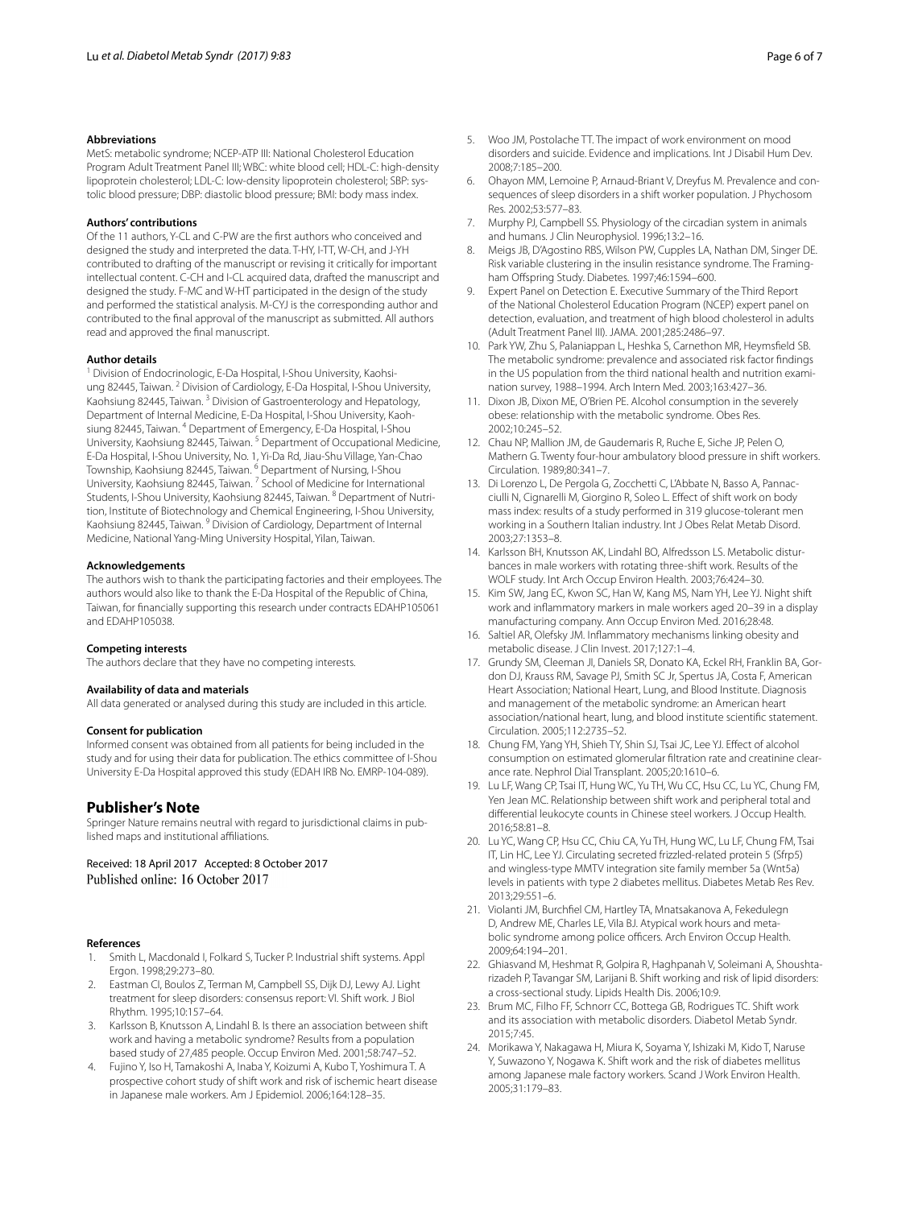#### Abbreviations

MetS: metabolic syndrome; NCEP-ATP III: National Cholesterol Education Program Adult Treatment Panel III; WBC: white blood cell; HDL-C: high-density lipoprotein cholesterol; LDL-C: low-density lipoprotein cholesterol; SBP: systolic blood pressure; DBP: diastolic blood pressure; BMI: body mass index.

#### Authors' contributions

Of the 11 authors, Y-CL and C-PW are the first authors who conceived and designed the study and interpreted the data. T-HY, I-TT, W-CH, and J-YH contributed to drafting of the manuscript or revising it critically for important intellectual content. C-CH and I-CL acquired data, drafted the manuscript and designed the study. F-MC and W-HT participated in the design of the study and performed the statistical analysis. M-CYJ is the corresponding author and contributed to the final approval of the manuscript as submitted. All authors read and approved the final manuscript.

#### Author details

[1] Division of Endocrinologic, E-Da Hospital, I-Shou University, Kaohsiung 82445, Taiwan. [2] Division of Cardiology, E-Da Hospital, I-Shou University, Kaohsiung 82445, Taiwan. [3] Division of Gastroenterology and Hepatology, Department of Internal Medicine, E-Da Hospital, I-Shou University, Kaohsiung 82445, Taiwan. [4] Department of Emergency, E-Da Hospital, I-Shou University, Kaohsiung 82445, Taiwan. [5] Department of Occupational Medicine, E-Da Hospital, I-Shou University, No. 1, Yi-Da Rd, Jiau-Shu Village, Yan-Chao Township, Kaohsiung 82445, Taiwan. [6] Department of Nursing, I-Shou University, Kaohsiung 82445, Taiwan. [7] School of Medicine for International Students, I-Shou University, Kaohsiung 82445, Taiwan. [8] Department of Nutrition, Institute of Biotechnology and Chemical Engineering, I-Shou University, Kaohsiung 82445, Taiwan. [9] Division of Cardiology, Department of Internal Medicine, National Yang-Ming University Hospital, Yilan, Taiwan.

#### Acknowledgements

The authors wish to thank the participating factories and their employees. The authors would also like to thank the E-Da Hospital of the Republic of China, Taiwan, for financially supporting this research under contracts EDAHP105061 and EDAHP105038.

#### Competing interests

The authors declare that they have no competing interests.

#### Availability of data and materials

All data generated or analysed during this study are included in this article.

#### Consent for publication

Informed consent was obtained from all patients for being included in the study and for using their data for publication. The ethics committee of I-Shou University E-Da Hospital approved this study (EDAH IRB No. EMRP-104-089).

## Publisher's Note

Springer Nature remains neutral with regard to jurisdictional claims in published maps and institutional affiliations.

Received: 18 April 2017 Accepted: 8 October 2017
Published online: 16 October 2017

#### References

1. Smith L, Macdonald I, Folkard S, Tucker P. Industrial shift systems. Appl Ergon. 1998;29:273–80.
2. Eastman CI, Boulos Z, Terman M, Campbell SS, Dijk DJ, Lewy AJ. Light treatment for sleep disorders: consensus report: VI. Shift work. J Biol Rhythm. 1995;10:157–64.
3. Karlsson B, Knutsson A, Lindahl B. Is there an association between shift work and having a metabolic syndrome? Results from a population based study of 27,485 people. Occup Environ Med. 2001;58:747–52.
4. Fujino Y, Iso H, Tamakoshi A, Inaba Y, Koizumi A, Kubo T, Yoshimura T. A prospective cohort study of shift work and risk of ischemic heart disease in Japanese male workers. Am J Epidemiol. 2006;164:128–35.
5. Woo JM, Postolache TT. The impact of work environment on mood disorders and suicide. Evidence and implications. Int J Disabil Hum Dev. 2008;7:185–200.
6. Ohayon MM, Lemoine P, Arnaud-Briant V, Dreyfus M. Prevalence and consequences of sleep disorders in a shift worker population. J Phychosom Res. 2002;53:577–83.
7. Murphy PJ, Campbell SS. Physiology of the circadian system in animals and humans. J Clin Neurophysiol. 1996;13:2–16.
8. Meigs JB, D'Agostino RBS, Wilson PW, Cupples LA, Nathan DM, Singer DE. Risk variable clustering in the insulin resistance syndrome. The Framingham Offspring Study. Diabetes. 1997;46:1594–600.
9. Expert Panel on Detection E. Executive Summary of the Third Report of the National Cholesterol Education Program (NCEP) expert panel on detection, evaluation, and treatment of high blood cholesterol in adults (Adult Treatment Panel III). JAMA. 2001;285:2486–97.
10. Park YW, Zhu S, Palaniappan L, Heshka S, Carnethon MR, Heymsfield SB. The metabolic syndrome: prevalence and associated risk factor findings in the US population from the third national health and nutrition examination survey, 1988–1994. Arch Intern Med. 2003;163:427–36.
11. Dixon JB, Dixon ME, O'Brien PE. Alcohol consumption in the severely obese: relationship with the metabolic syndrome. Obes Res. 2002;10:245–52.
12. Chau NP, Mallion JM, de Gaudemaris R, Ruche E, Siche JP, Pelen O, Mathern G. Twenty-four-hour ambulatory blood pressure in shift workers. Circulation. 1989;80:341–7.
13. Di Lorenzo L, De Pergola G, Zocchetti C, L'Abbate N, Basso A, Pannacciulli N, Cignarelli M, Giorgino R, Soleo L. Effect of shift work on body mass index: results of a study performed in 319 glucose-tolerant men working in a Southern Italian industry. Int J Obes Relat Metab Disord. 2003;27:1353–8.
14. Karlsson BH, Knutsson AK, Lindahl BO, Alfredsson LS. Metabolic disturbances in male workers with rotating three-shift work. Results of the WOLF study. Int Arch Occup Environ Health. 2003;76:424–30.
15. Kim SW, Jang EC, Kwon SC, Han W, Kang MS, Nam YH, Lee YJ. Night shift work and inflammatory markers in male workers aged 20–39 in a display manufacturing company. Ann Occup Environ Med. 2016;28:48.
16. Saltiel AR, Olefsky JM. Inflammatory mechanisms linking obesity and metabolic disease. J Clin Invest. 2017;127:1–4.
17. Grundy SM, Cleeman JI, Daniels SR, Donato KA, Eckel RH, Franklin BA, Gordon DJ, Krauss RM, Savage PJ, Smith SC Jr, Spertus JA, Costa F, American Heart Association; National Heart, Lung, and Blood Institute. Diagnosis and management of the metabolic syndrome: an American heart association/national heart, lung, and blood institute scientific statement. Circulation. 2005;112:2735–52.
18. Chung FM, Yang YH, Shieh TY, Shin SJ, Tsai JC, Lee YJ. Effect of alcohol consumption on estimated glomerular filtration rate and creatinine clearance rate. Nephrol Dial Transplant. 2005;20:1610–6.
19. Lu LF, Wang CP, Tsai IT, Hung WC, Yu TH, Wu CC, Hsu CC, Lu YC, Chung FM, Yen Jean MC. Relationship between shift work and peripheral total and differential leukocyte counts in Chinese steel workers. J Occup Health. 2016;58:81–8.
20. Lu YC, Wang CP, Hsu CC, Chiu CA, Yu TH, Hung WC, Lu LF, Chung FM, Tsai IT, Lin HC, Lee YJ. Circulating secreted frizzled-related protein 5 (Sfrp5) and wingless-type MMTV integration site family member 5a (Wnt5a) levels in patients with type 2 diabetes mellitus. Diabetes Metab Res Rev. 2013;29:551–6.
21. Violanti JM, Burchfiel CM, Hartley TA, Mnatsakanova A, Fekedulegn D, Andrew ME, Charles LE, Vila BJ. Atypical work hours and metabolic syndrome among police officers. Arch Environ Occup Health. 2009;64:194–201.
22. Ghiasvand M, Heshmat R, Golpira R, Haghpanah V, Soleimani A, Shoushtarizadeh P, Tavangar SM, Larijani B. Shift working and risk of lipid disorders: a cross-sectional study. Lipids Health Dis. 2006;10:9.
23. Brum MC, Filho FF, Schnorr CC, Bottega GB, Rodrigues TC. Shift work and its association with metabolic disorders. Diabetol Metab Syndr. 2015;7:45.
24. Morikawa Y, Nakagawa H, Miura K, Soyama Y, Ishizaki M, Kido T, Naruse Y, Suwazono Y, Nogawa K. Shift work and the risk of diabetes mellitus among Japanese male factory workers. Scand J Work Environ Health. 2005;31:179–83.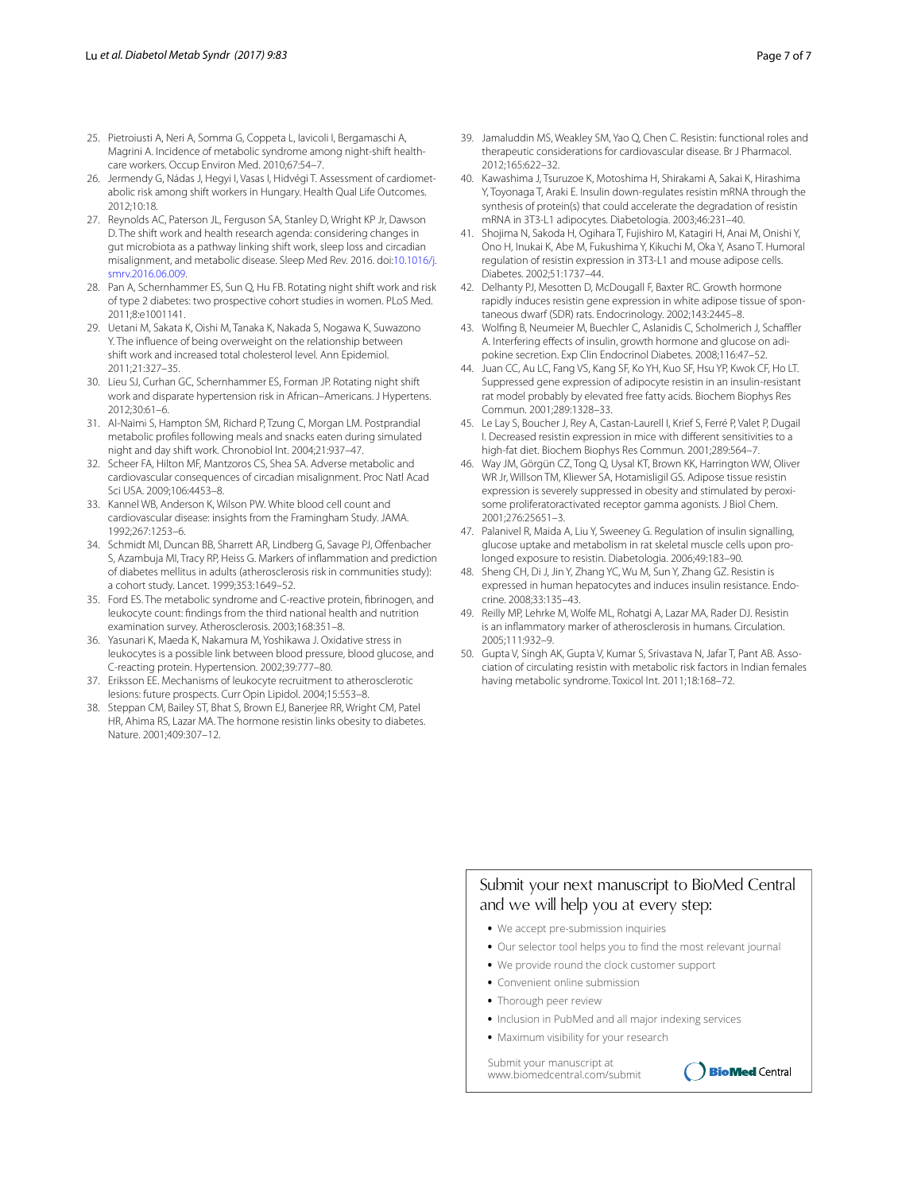25. Pietroiusti A, Neri A, Somma G, Coppeta L, Iavicoli I, Bergamaschi A, Magrini A. Incidence of metabolic syndrome among night-shift healthcare workers. Occup Environ Med. 2010;67:54–7.
26. Jermendy G, Nádas J, Hegyi I, Vasas I, Hidvégi T. Assessment of cardiometabolic risk among shift workers in Hungary. Health Qual Life Outcomes. 2012;10:18.
27. Reynolds AC, Paterson JL, Ferguson SA, Stanley D, Wright KP Jr, Dawson D. The shift work and health research agenda: considering changes in gut microbiota as a pathway linking shift work, sleep loss and circadian misalignment, and metabolic disease. Sleep Med Rev. 2016. doi:10.1016/j.smrv.2016.06.009.
28. Pan A, Schernhammer ES, Sun Q, Hu FB. Rotating night shift work and risk of type 2 diabetes: two prospective cohort studies in women. PLoS Med. 2011;8:e1001141.
29. Uetani M, Sakata K, Oishi M, Tanaka K, Nakada S, Nogawa K, Suwazono Y. The influence of being overweight on the relationship between shift work and increased total cholesterol level. Ann Epidemiol. 2011;21:327–35.
30. Lieu SJ, Curhan GC, Schernhammer ES, Forman JP. Rotating night shift work and disparate hypertension risk in African–Americans. J Hypertens. 2012;30:61–6.
31. Al-Naimi S, Hampton SM, Richard P, Tzung C, Morgan LM. Postprandial metabolic profiles following meals and snacks eaten during simulated night and day shift work. Chronobiol Int. 2004;21:937–47.
32. Scheer FA, Hilton MF, Mantzoros CS, Shea SA. Adverse metabolic and cardiovascular consequences of circadian misalignment. Proc Natl Acad Sci USA. 2009;106:4453–8.
33. Kannel WB, Anderson K, Wilson PW. White blood cell count and cardiovascular disease: insights from the Framingham Study. JAMA. 1992;267:1253–6.
34. Schmidt MI, Duncan BB, Sharrett AR, Lindberg G, Savage PJ, Offenbacher S, Azambuja MI, Tracy RP, Heiss G. Markers of inflammation and prediction of diabetes mellitus in adults (atherosclerosis risk in communities study): a cohort study. Lancet. 1999;353:1649–52.
35. Ford ES. The metabolic syndrome and C-reactive protein, fibrinogen, and leukocyte count: findings from the third national health and nutrition examination survey. Atherosclerosis. 2003;168:351–8.
36. Yasunari K, Maeda K, Nakamura M, Yoshikawa J. Oxidative stress in leukocytes is a possible link between blood pressure, blood glucose, and C-reacting protein. Hypertension. 2002;39:777–80.
37. Eriksson EE. Mechanisms of leukocyte recruitment to atherosclerotic lesions: future prospects. Curr Opin Lipidol. 2004;15:553–8.
38. Steppan CM, Bailey ST, Bhat S, Brown EJ, Banerjee RR, Wright CM, Patel HR, Ahima RS, Lazar MA. The hormone resistin links obesity to diabetes. Nature. 2001;409:307–12.
39. Jamaluddin MS, Weakley SM, Yao Q, Chen C. Resistin: functional roles and therapeutic considerations for cardiovascular disease. Br J Pharmacol. 2012;165:622–32.
40. Kawashima J, Tsuruzoe K, Motoshima H, Shirakami A, Sakai K, Hirashima Y, Toyonaga T, Araki E. Insulin down-regulates resistin mRNA through the synthesis of protein(s) that could accelerate the degradation of resistin mRNA in 3T3-L1 adipocytes. Diabetologia. 2003;46:231–40.
41. Shojima N, Sakoda H, Ogihara T, Fujishiro M, Katagiri H, Anai M, Onishi Y, Ono H, Inukai K, Abe M, Fukushima Y, Kikuchi M, Oka Y, Asano T. Humoral regulation of resistin expression in 3T3-L1 and mouse adipose cells. Diabetes. 2002;51:1737–44.
42. Delhanty PJ, Mesotten D, McDougall F, Baxter RC. Growth hormone rapidly induces resistin gene expression in white adipose tissue of spontaneous dwarf (SDR) rats. Endocrinology. 2002;143:2445–8.
43. Wolfing B, Neumeier M, Buechler C, Aslanidis C, Scholmerich J, Schaffler A. Interfering effects of insulin, growth hormone and glucose on adipokine secretion. Exp Clin Endocrinol Diabetes. 2008;116:47–52.
44. Juan CC, Au LC, Fang VS, Kang SF, Ko YH, Kuo SF, Hsu YP, Kwok CF, Ho LT. Suppressed gene expression of adipocyte resistin in an insulin-resistant rat model probably by elevated free fatty acids. Biochem Biophys Res Commun. 2001;289:1328–33.
45. Le Lay S, Boucher J, Rey A, Castan-Laurell I, Krief S, Ferré P, Valet P, Dugail I. Decreased resistin expression in mice with different sensitivities to a high-fat diet. Biochem Biophys Res Commun. 2001;289:564–7.
46. Way JM, Görgün CZ, Tong Q, Uysal KT, Brown KK, Harrington WW, Oliver WR Jr, Willson TM, Kliewer SA, Hotamisligil GS. Adipose tissue resistin expression is severely suppressed in obesity and stimulated by peroxisome proliferatoractivated receptor gamma agonists. J Biol Chem. 2001;276:25651–3.
47. Palanivel R, Maida A, Liu Y, Sweeney G. Regulation of insulin signalling, glucose uptake and metabolism in rat skeletal muscle cells upon prolonged exposure to resistin. Diabetologia. 2006;49:183–90.
48. Sheng CH, Di J, Jin Y, Zhang YC, Wu M, Sun Y, Zhang GZ. Resistin is expressed in human hepatocytes and induces insulin resistance. Endocrine. 2008;33:135–43.
49. Reilly MP, Lehrke M, Wolfe ML, Rohatgi A, Lazar MA, Rader DJ. Resistin is an inflammatory marker of atherosclerosis in humans. Circulation. 2005;111:932–9.
50. Gupta V, Singh AK, Gupta V, Kumar S, Srivastava N, Jafar T, Pant AB. Association of circulating resistin with metabolic risk factors in Indian females having metabolic syndrome. Toxicol Int. 2011;18:168–72.